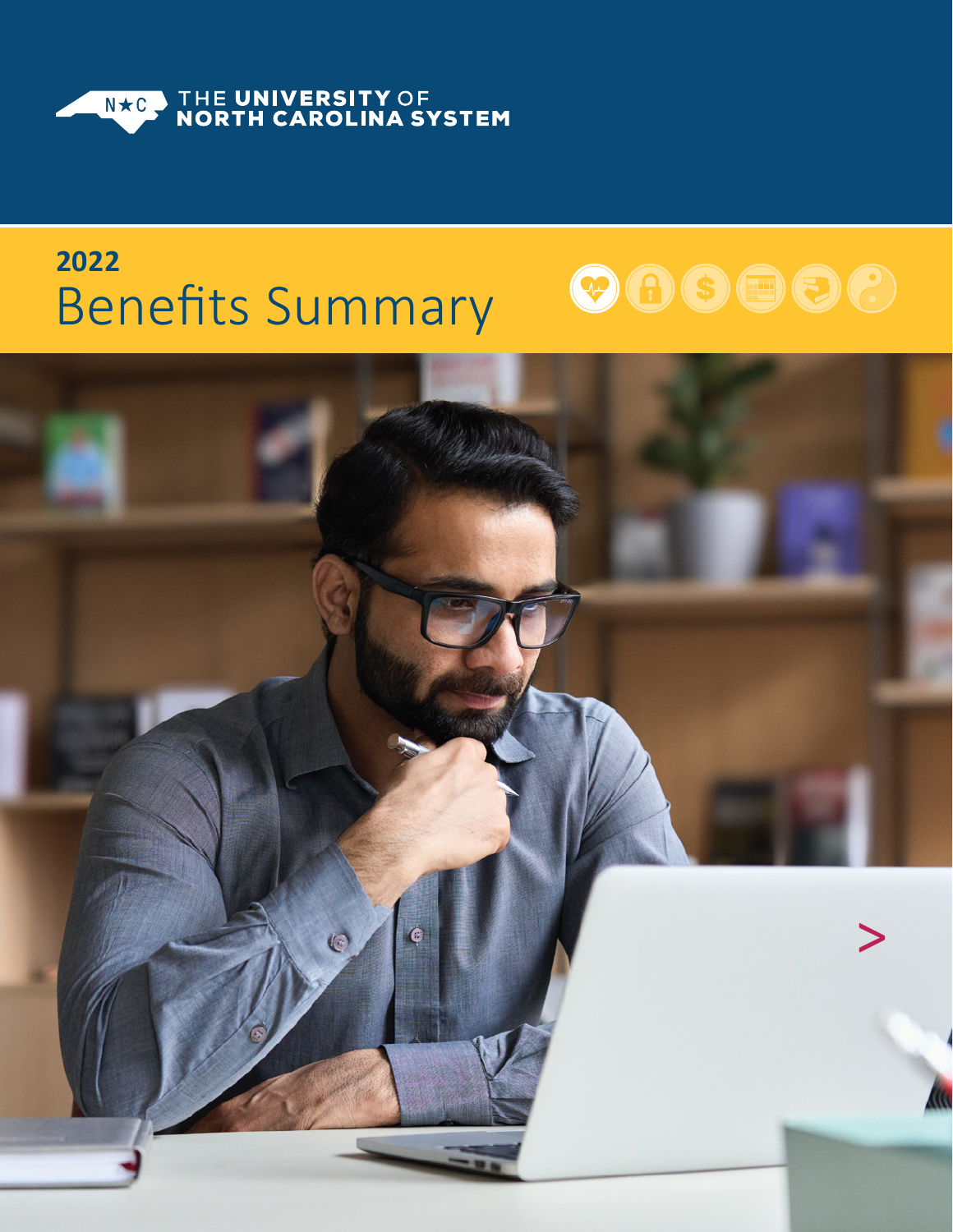THE UNIVERSITY OF NORTH CAROLINA SYSTEM

# 2022 Benefits Summary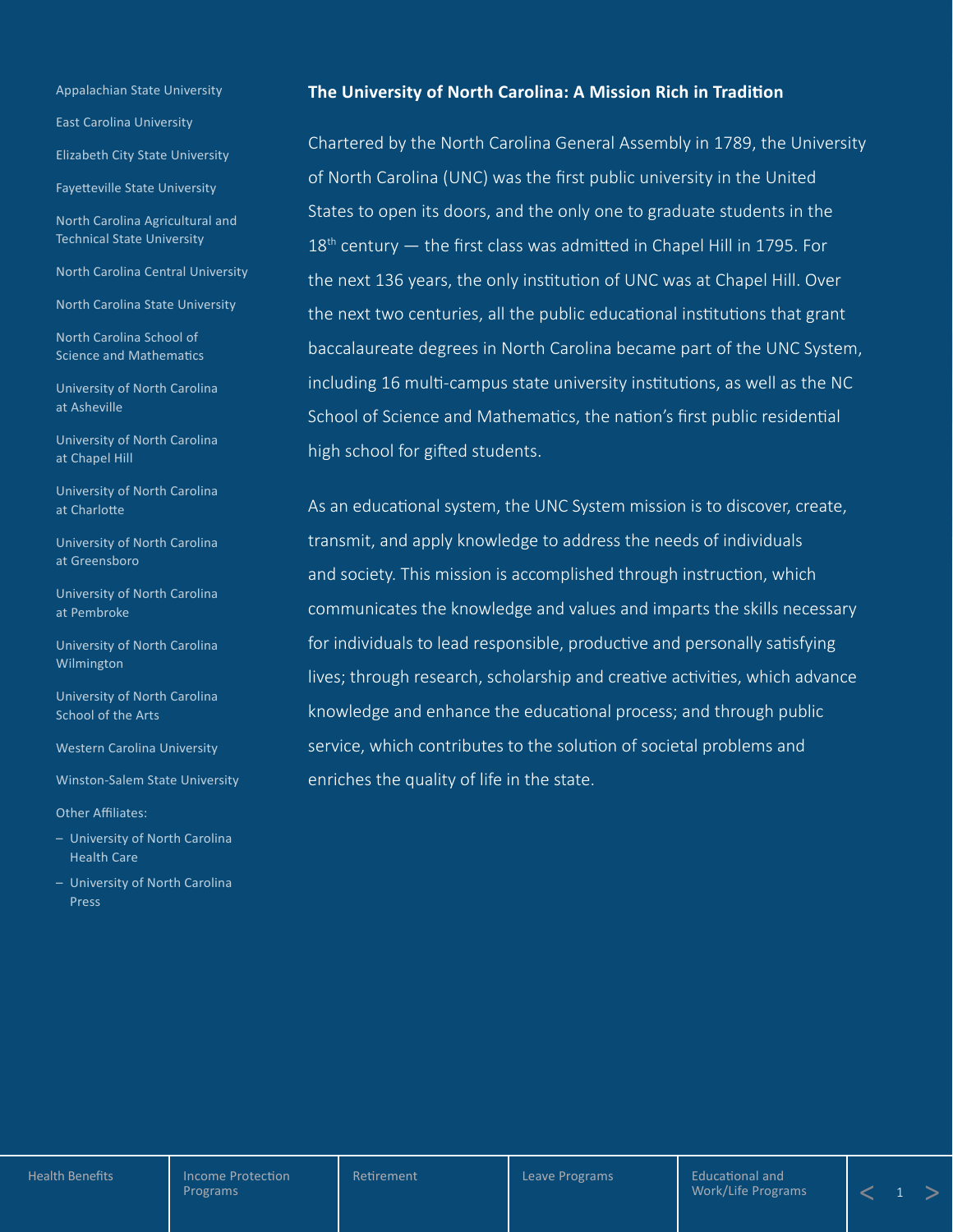- Appalachian State University
- East Carolina University
- Elizabeth City State University
- Fayetteville State University
- North Carolina Agricultural and Technical State University
- North Carolina Central University
- North Carolina State University
- North Carolina School of Science and Mathematics
- University of North Carolina at Asheville
- University of North Carolina at Chapel Hill
- University of North Carolina at Charlotte
- University of North Carolina at Greensboro
- University of North Carolina at Pembroke
- University of North Carolina Wilmington
- University of North Carolina School of the Arts
- Western Carolina University
- Winston-Salem State University

Other Affiliates:

- University of North Carolina Health Care
- University of North Carolina Press

**The University of North Carolina: A Mission Rich in Tradition**

Chartered by the North Carolina General Assembly in 1789, the University of North Carolina (UNC) was the first public university in the United States to open its doors, and the only one to graduate students in the 18th century — the first class was admitted in Chapel Hill in 1795. For the next 136 years, the only institution of UNC was at Chapel Hill. Over the next two centuries, all the public educational institutions that grant baccalaureate degrees in North Carolina became part of the UNC System, including 16 multi-campus state university institutions, as well as the NC School of Science and Mathematics, the nation's first public residential high school for gifted students.

As an educational system, the UNC System mission is to discover, create, transmit, and apply knowledge to address the needs of individuals and society. This mission is accomplished through instruction, which communicates the knowledge and values and imparts the skills necessary for individuals to lead responsible, productive and personally satisfying lives; through research, scholarship and creative activities, which advance knowledge and enhance the educational process; and through public service, which contributes to the solution of societal problems and enriches the quality of life in the state.

Health Benefits | Income Protection Programs | Retirement | Leave Programs | Educational and Work/Life Programs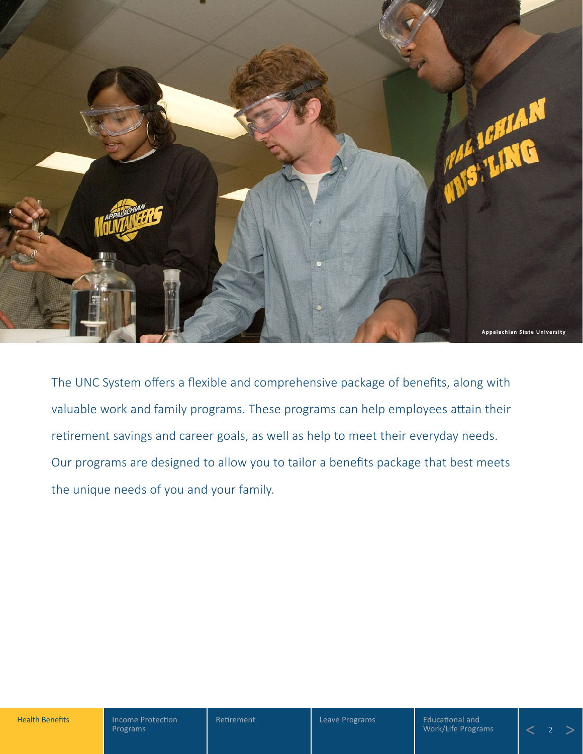Appalachian State University

The UNC System offers a flexible and comprehensive package of benefits, along with valuable work and family programs. These programs can help employees attain their retirement savings and career goals, as well as help to meet their everyday needs. Our programs are designed to allow you to tailor a benefits package that best meets the unique needs of you and your family.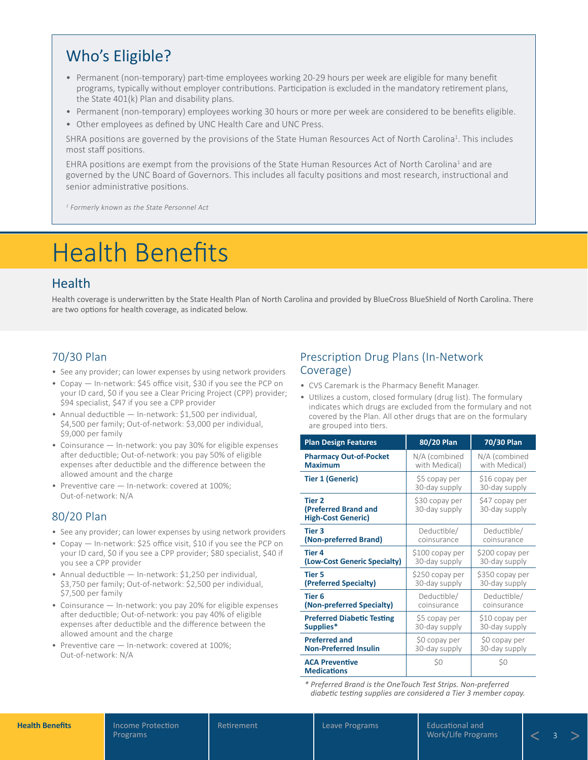## Who's Eligible?

- Permanent (non-temporary) part-time employees working 20-29 hours per week are eligible for many benefit programs, typically without employer contributions. Participation is excluded in the mandatory retirement plans, the State 401(k) Plan and disability plans.
- Permanent (non-temporary) employees working 30 hours or more per week are considered to be benefits eligible.
- Other employees as defined by UNC Health Care and UNC Press.

SHRA positions are governed by the provisions of the State Human Resources Act of North Carolina[1]. This includes most staff positions.

EHRA positions are exempt from the provisions of the State Human Resources Act of North Carolina[1] and are governed by the UNC Board of Governors. This includes all faculty positions and most research, instructional and senior administrative positions.

*[1] Formerly known as the State Personnel Act*

# Health Benefits

## Health

Health coverage is underwritten by the State Health Plan of North Carolina and provided by BlueCross BlueShield of North Carolina. There are two options for health coverage, as indicated below.

### 70/30 Plan

- See any provider; can lower expenses by using network providers
- Copay — In-network: $45 office visit, $30 if you see the PCP on your ID card, $0 if you see a Clear Pricing Project (CPP) provider; $94 specialist, $47 if you see a CPP provider
- Annual deductible — In-network: $1,500 per individual, $4,500 per family; Out-of-network: $3,000 per individual, $9,000 per family
- Coinsurance — In-network: you pay 30% for eligible expenses after deductible; Out-of-network: you pay 50% of eligible expenses after deductible and the difference between the allowed amount and the charge
- Preventive care — In-network: covered at 100%; Out-of-network: N/A

### 80/20 Plan

- See any provider; can lower expenses by using network providers
- Copay — In-network: $25 office visit, $10 if you see the PCP on your ID card, $0 if you see a CPP provider; $80 specialist, $40 if you see a CPP provider
- Annual deductible — In-network: $1,250 per individual, $3,750 per family; Out-of-network: $2,500 per individual, $7,500 per family
- Coinsurance — In-network: you pay 20% for eligible expenses after deductible; Out-of-network: you pay 40% of eligible expenses after deductible and the difference between the allowed amount and the charge
- Preventive care — In-network: covered at 100%; Out-of-network: N/A

### Prescription Drug Plans (In-Network Coverage)

- CVS Caremark is the Pharmacy Benefit Manager.
- Utilizes a custom, closed formulary (drug list). The formulary indicates which drugs are excluded from the formulary and not covered by the Plan. All other drugs that are on the formulary are grouped into tiers.

| Plan Design Features | 80/20 Plan | 70/30 Plan |
|---|---|---|
| **Pharmacy Out-of-Pocket Maximum** | N/A (combined with Medical) | N/A (combined with Medical) |
| **Tier 1 (Generic)** | $5 copay per 30-day supply | $16 copay per 30-day supply |
| **Tier 2 (Preferred Brand and High-Cost Generic)** | $30 copay per 30-day supply | $47 copay per 30-day supply |
| **Tier 3 (Non-preferred Brand)** | Deductible/ coinsurance | Deductible/ coinsurance |
| **Tier 4 (Low-Cost Generic Specialty)** | $100 copay per 30-day supply | $200 copay per 30-day supply |
| **Tier 5 (Preferred Specialty)** | $250 copay per 30-day supply | $350 copay per 30-day supply |
| **Tier 6 (Non-preferred Specialty)** | Deductible/ coinsurance | Deductible/ coinsurance |
| **Preferred Diabetic Testing Supplies*** | $5 copay per 30-day supply | $10 copay per 30-day supply |
| **Preferred and Non-Preferred Insulin** | $0 copay per 30-day supply | $0 copay per 30-day supply |
| **ACA Preventive Medications** | $0 | $0 |

*\* Preferred Brand is the OneTouch Test Strips. Non-preferred diabetic testing supplies are considered a Tier 3 member copay.*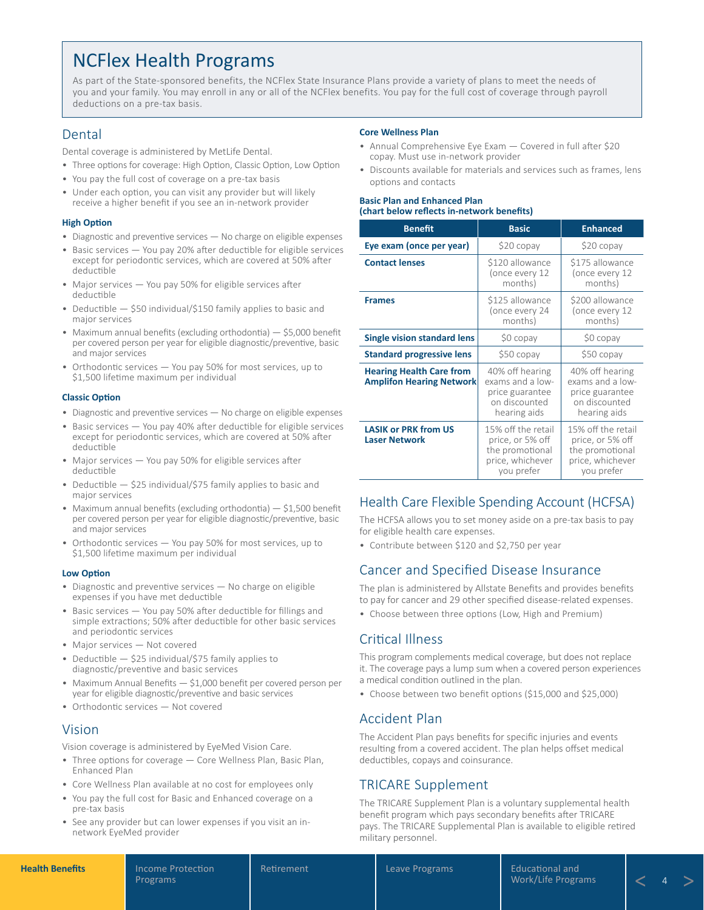# NCFlex Health Programs

As part of the State-sponsored benefits, the NCFlex State Insurance Plans provide a variety of plans to meet the needs of you and your family. You may enroll in any or all of the NCFlex benefits. You pay for the full cost of coverage through payroll deductions on a pre-tax basis.

## Dental

Dental coverage is administered by MetLife Dental.

- Three options for coverage: High Option, Classic Option, Low Option
- You pay the full cost of coverage on a pre-tax basis
- Under each option, you can visit any provider but will likely receive a higher benefit if you see an in-network provider

### High Option

- Diagnostic and preventive services — No charge on eligible expenses
- Basic services — You pay 20% after deductible for eligible services except for periodontic services, which are covered at 50% after deductible
- Major services — You pay 50% for eligible services after deductible
- Deductible — $50 individual/$150 family applies to basic and major services
- Maximum annual benefits (excluding orthodontia) — $5,000 benefit per covered person per year for eligible diagnostic/preventive, basic and major services
- Orthodontic services — You pay 50% for most services, up to $1,500 lifetime maximum per individual

### Classic Option

- Diagnostic and preventive services — No charge on eligible expenses
- Basic services — You pay 40% after deductible for eligible services except for periodontic services, which are covered at 50% after deductible
- Major services — You pay 50% for eligible services after deductible
- Deductible — $25 individual/$75 family applies to basic and major services
- Maximum annual benefits (excluding orthodontia) — $1,500 benefit per covered person per year for eligible diagnostic/preventive, basic and major services
- Orthodontic services — You pay 50% for most services, up to $1,500 lifetime maximum per individual

### Low Option

- Diagnostic and preventive services — No charge on eligible expenses if you have met deductible
- Basic services — You pay 50% after deductible for fillings and simple extractions; 50% after deductible for other basic services and periodontic services
- Major services — Not covered
- Deductible — $25 individual/$75 family applies to diagnostic/preventive and basic services
- Maximum Annual Benefits — $1,000 benefit per covered person per year for eligible diagnostic/preventive and basic services
- Orthodontic services — Not covered

## Vision

Vision coverage is administered by EyeMed Vision Care.

- Three options for coverage — Core Wellness Plan, Basic Plan, Enhanced Plan
- Core Wellness Plan available at no cost for employees only
- You pay the full cost for Basic and Enhanced coverage on a pre-tax basis
- See any provider but can lower expenses if you visit an in-network EyeMed provider

### Core Wellness Plan

- Annual Comprehensive Eye Exam — Covered in full after $20 copay. Must use in-network provider
- Discounts available for materials and services such as frames, lens options and contacts

### Basic Plan and Enhanced Plan (chart below reflects in-network benefits)

| Benefit | Basic | Enhanced |
|---|---|---|
| Eye exam (once per year) | $20 copay | $20 copay |
| Contact lenses | $120 allowance (once every 12 months) | $175 allowance (once every 12 months) |
| Frames | $125 allowance (once every 24 months) | $200 allowance (once every 12 months) |
| Single vision standard lens | $0 copay | $0 copay |
| Standard progressive lens | $50 copay | $50 copay |
| Hearing Health Care from Amplifon Hearing Network | 40% off hearing exams and a low-price guarantee on discounted hearing aids | 40% off hearing exams and a low-price guarantee on discounted hearing aids |
| LASIK or PRK from US Laser Network | 15% off the retail price, or 5% off the promotional price, whichever you prefer | 15% off the retail price, or 5% off the promotional price, whichever you prefer |

## Health Care Flexible Spending Account (HCFSA)

The HCFSA allows you to set money aside on a pre-tax basis to pay for eligible health care expenses.

- Contribute between $120 and $2,750 per year

## Cancer and Specified Disease Insurance

The plan is administered by Allstate Benefits and provides benefits to pay for cancer and 29 other specified disease-related expenses.

- Choose between three options (Low, High and Premium)

## Critical Illness

This program complements medical coverage, but does not replace it. The coverage pays a lump sum when a covered person experiences a medical condition outlined in the plan.

- Choose between two benefit options ($15,000 and $25,000)

## Accident Plan

The Accident Plan pays benefits for specific injuries and events resulting from a covered accident. The plan helps offset medical deductibles, copays and coinsurance.

## TRICARE Supplement

The TRICARE Supplement Plan is a voluntary supplemental health benefit program which pays secondary benefits after TRICARE pays. The TRICARE Supplemental Plan is available to eligible retired military personnel.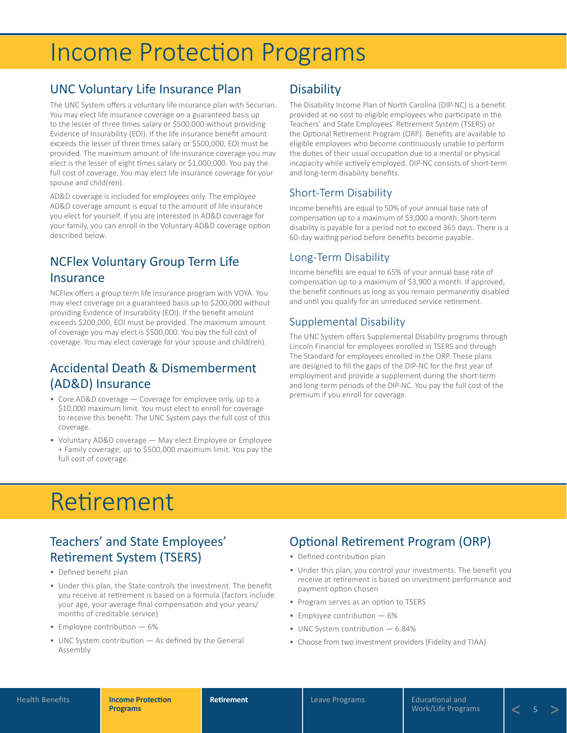# Income Protection Programs

## UNC Voluntary Life Insurance Plan

The UNC System offers a voluntary life insurance plan with Securian. You may elect life insurance coverage on a guaranteed basis up to the lesser of three times salary or $500,000 without providing Evidence of Insurability (EOI). If the life insurance benefit amount exceeds the lesser of three times salary or $500,000, EOI must be provided. The maximum amount of life insurance coverage you may elect is the lesser of eight times salary or $1,000,000. You pay the full cost of coverage. You may elect life insurance coverage for your spouse and child(ren).

AD&D coverage is included for employees only. The employee AD&D coverage amount is equal to the amount of life insurance you elect for yourself. If you are interested in AD&D coverage for your family, you can enroll in the Voluntary AD&D coverage option described below.

## NCFlex Voluntary Group Term Life Insurance

NCFlex offers a group term life insurance program with VOYA. You may elect coverage on a guaranteed basis up to $200,000 without providing Evidence of Insurability (EOI). If the benefit amount exceeds $200,000, EOI must be provided. The maximum amount of coverage you may elect is $500,000. You pay the full cost of coverage. You may elect coverage for your spouse and child(ren).

## Accidental Death & Dismemberment (AD&D) Insurance

- Core AD&D coverage — Coverage for employee only, up to a $10,000 maximum limit. You must elect to enroll for coverage to receive this benefit. The UNC System pays the full cost of this coverage.
- Voluntary AD&D coverage — May elect Employee or Employee + Family coverage, up to $500,000 maximum limit. You pay the full cost of coverage.

## Disability

The Disability Income Plan of North Carolina (DIP-NC) is a benefit provided at no cost to eligible employees who participate in the Teachers' and State Employees' Retirement System (TSERS) or the Optional Retirement Program (ORP). Benefits are available to eligible employees who become continuously unable to perform the duties of their usual occupation due to a mental or physical incapacity while actively employed. DIP-NC consists of short-term and long-term disability benefits.

### Short-Term Disability

Income benefits are equal to 50% of your annual base rate of compensation up to a maximum of $3,000 a month. Short-term disability is payable for a period not to exceed 365 days. There is a 60-day waiting period before benefits become payable.

### Long-Term Disability

Income benefits are equal to 65% of your annual base rate of compensation up to a maximum of $3,900 a month. If approved, the benefit continues as long as you remain permanently disabled and until you qualify for an unreduced service retirement.

### Supplemental Disability

The UNC System offers Supplemental Disability programs through Lincoln Financial for employees enrolled in TSERS and through The Standard for employees enrolled in the ORP. These plans are designed to fill the gaps of the DIP-NC for the first year of employment and provide a supplement during the short-term and long-term periods of the DIP-NC. You pay the full cost of the premium if you enroll for coverage.

# Retirement

## Teachers' and State Employees' Retirement System (TSERS)

- Defined benefit plan
- Under this plan, the State controls the investment. The benefit you receive at retirement is based on a formula (factors include your age, your average final compensation and your years/months of creditable service)
- Employee contribution — 6%
- UNC System contribution — As defined by the General Assembly

## Optional Retirement Program (ORP)

- Defined contribution plan
- Under this plan, you control your investments. The benefit you receive at retirement is based on investment performance and payment option chosen
- Program serves as an option to TSERS
- Employee contribution — 6%
- UNC System contribution — 6.84%
- Choose from two investment providers (Fidelity and TIAA)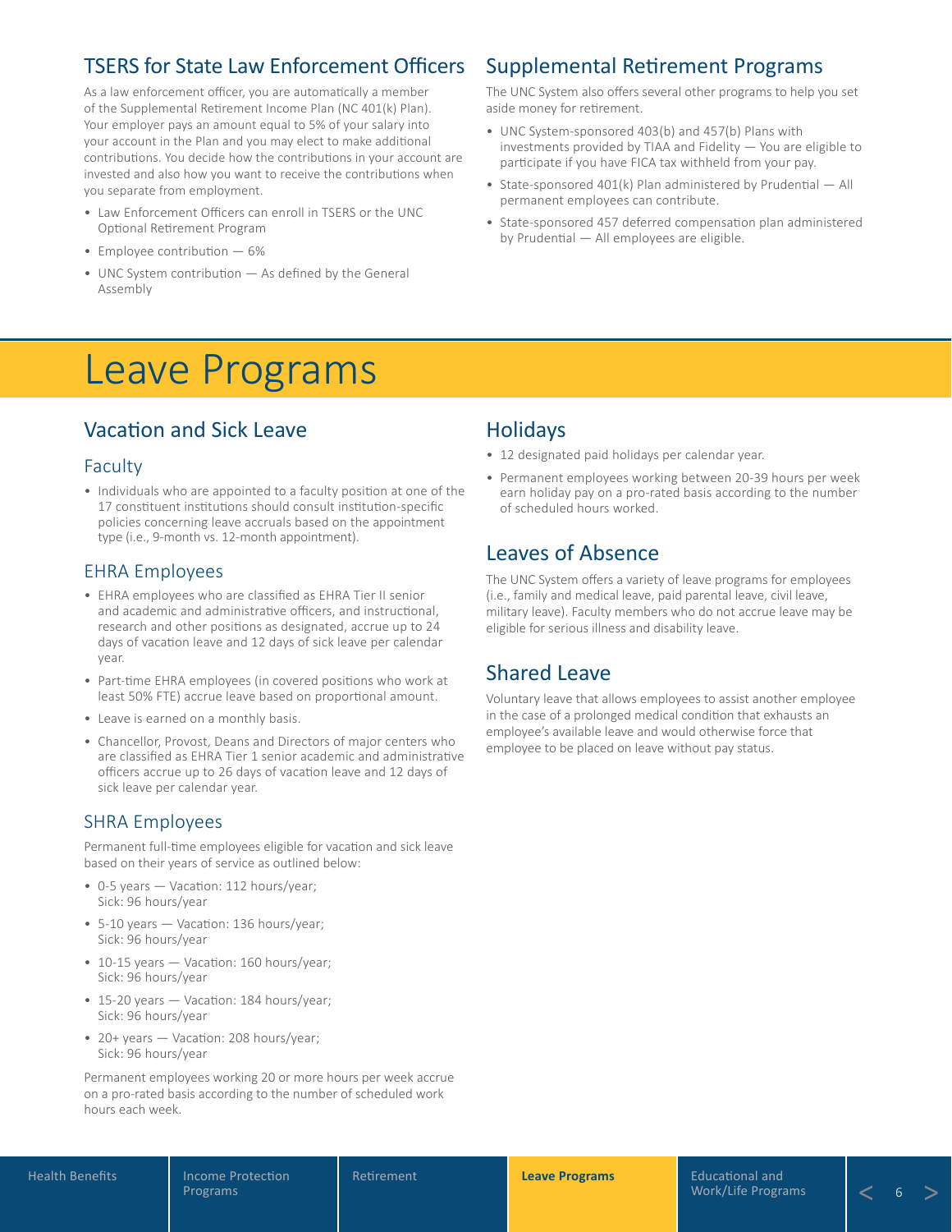## TSERS for State Law Enforcement Officers

As a law enforcement officer, you are automatically a member of the Supplemental Retirement Income Plan (NC 401(k) Plan). Your employer pays an amount equal to 5% of your salary into your account in the Plan and you may elect to make additional contributions. You decide how the contributions in your account are invested and also how you want to receive the contributions when you separate from employment.

- Law Enforcement Officers can enroll in TSERS or the UNC Optional Retirement Program
- Employee contribution — 6%
- UNC System contribution — As defined by the General Assembly

## Supplemental Retirement Programs

The UNC System also offers several other programs to help you set aside money for retirement.

- UNC System-sponsored 403(b) and 457(b) Plans with investments provided by TIAA and Fidelity — You are eligible to participate if you have FICA tax withheld from your pay.
- State-sponsored 401(k) Plan administered by Prudential — All permanent employees can contribute.
- State-sponsored 457 deferred compensation plan administered by Prudential — All employees are eligible.

# Leave Programs

## Vacation and Sick Leave

### Faculty

- Individuals who are appointed to a faculty position at one of the 17 constituent institutions should consult institution-specific policies concerning leave accruals based on the appointment type (i.e., 9-month vs. 12-month appointment).

### EHRA Employees

- EHRA employees who are classified as EHRA Tier II senior and academic and administrative officers, and instructional, research and other positions as designated, accrue up to 24 days of vacation leave and 12 days of sick leave per calendar year.
- Part-time EHRA employees (in covered positions who work at least 50% FTE) accrue leave based on proportional amount.
- Leave is earned on a monthly basis.
- Chancellor, Provost, Deans and Directors of major centers who are classified as EHRA Tier 1 senior academic and administrative officers accrue up to 26 days of vacation leave and 12 days of sick leave per calendar year.

### SHRA Employees

Permanent full-time employees eligible for vacation and sick leave based on their years of service as outlined below:

- 0-5 years — Vacation: 112 hours/year; Sick: 96 hours/year
- 5-10 years — Vacation: 136 hours/year; Sick: 96 hours/year
- 10-15 years — Vacation: 160 hours/year; Sick: 96 hours/year
- 15-20 years — Vacation: 184 hours/year; Sick: 96 hours/year
- 20+ years — Vacation: 208 hours/year; Sick: 96 hours/year

Permanent employees working 20 or more hours per week accrue on a pro-rated basis according to the number of scheduled work hours each week.

## Holidays

- 12 designated paid holidays per calendar year.
- Permanent employees working between 20-39 hours per week earn holiday pay on a pro-rated basis according to the number of scheduled hours worked.

## Leaves of Absence

The UNC System offers a variety of leave programs for employees (i.e., family and medical leave, paid parental leave, civil leave, military leave). Faculty members who do not accrue leave may be eligible for serious illness and disability leave.

## Shared Leave

Voluntary leave that allows employees to assist another employee in the case of a prolonged medical condition that exhausts an employee's available leave and would otherwise force that employee to be placed on leave without pay status.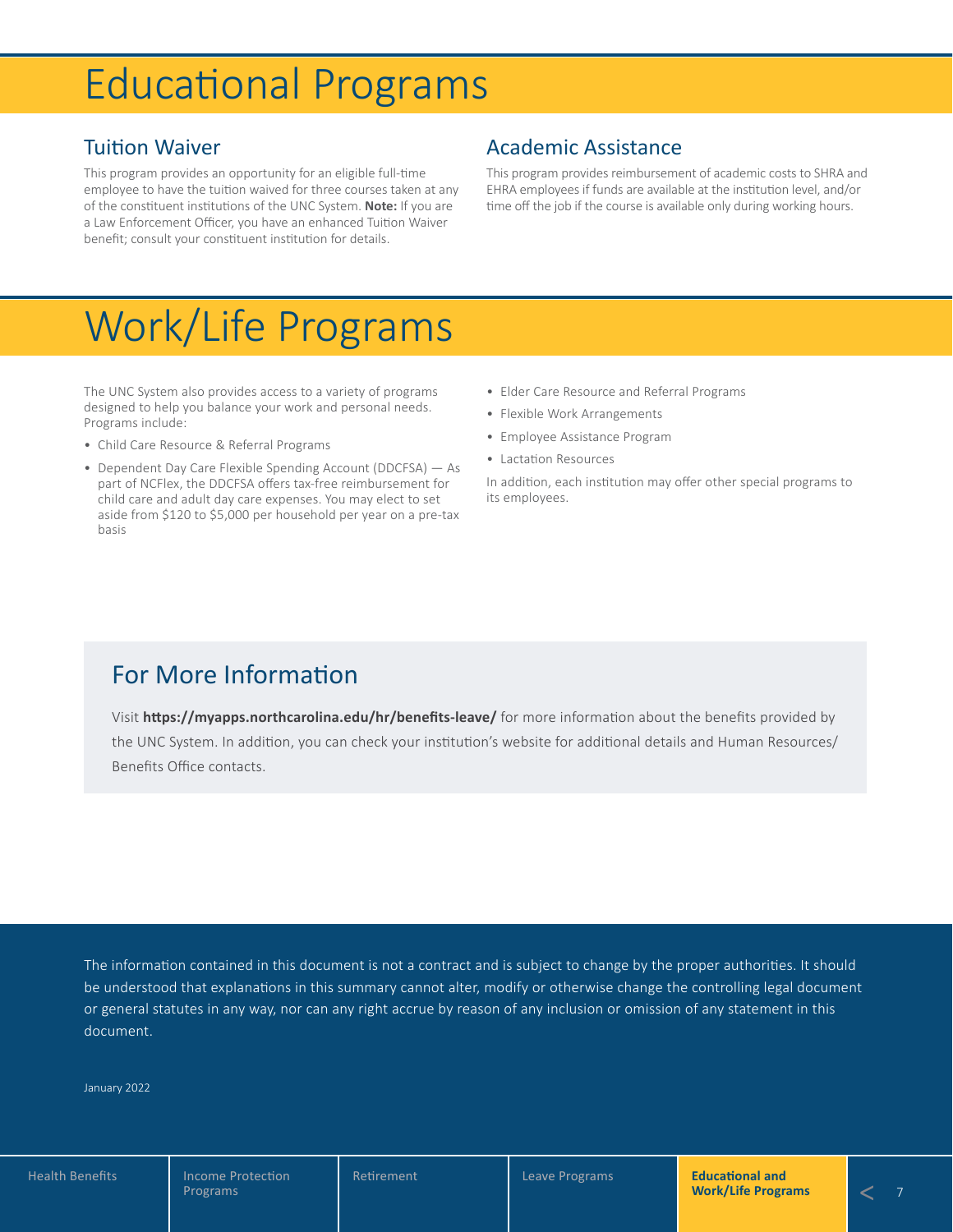# Educational Programs

## Tuition Waiver

This program provides an opportunity for an eligible full-time employee to have the tuition waived for three courses taken at any of the constituent institutions of the UNC System. **Note:** If you are a Law Enforcement Officer, you have an enhanced Tuition Waiver benefit; consult your constituent institution for details.

## Academic Assistance

This program provides reimbursement of academic costs to SHRA and EHRA employees if funds are available at the institution level, and/or time off the job if the course is available only during working hours.

# Work/Life Programs

The UNC System also provides access to a variety of programs designed to help you balance your work and personal needs. Programs include:

- Child Care Resource & Referral Programs
- Dependent Day Care Flexible Spending Account (DDCFSA) — As part of NCFlex, the DDCFSA offers tax-free reimbursement for child care and adult day care expenses. You may elect to set aside from $120 to $5,000 per household per year on a pre-tax basis
- Elder Care Resource and Referral Programs
- Flexible Work Arrangements
- Employee Assistance Program
- Lactation Resources

In addition, each institution may offer other special programs to its employees.

## For More Information

Visit **https://myapps.northcarolina.edu/hr/benefits-leave/** for more information about the benefits provided by the UNC System. In addition, you can check your institution's website for additional details and Human Resources/ Benefits Office contacts.

The information contained in this document is not a contract and is subject to change by the proper authorities. It should be understood that explanations in this summary cannot alter, modify or otherwise change the controlling legal document or general statutes in any way, nor can any right accrue by reason of any inclusion or omission of any statement in this document.

January 2022